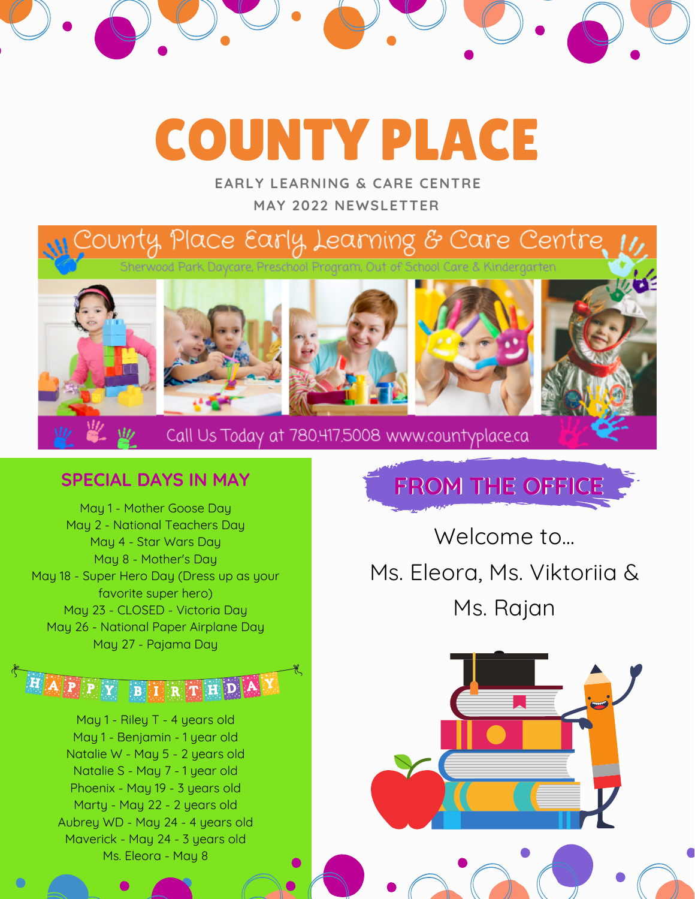# COUNTY PLACE

EARLY LEARNING & CARE CENTRE

MAY 2022 NEWSLETTER

County Place Early Learning & Care Centre

Sherwood Park Daycare, Preschool Program, Out of School Care & Kindergarten

Call Us Today at 780.417.5008 www.countyplace.ca

## SPECIAL DAYS IN MAY

May 1 - Mother Goose Day
May 2 - National Teachers Day
May 4 - Star Wars Day
May 8 - Mother's Day
May 18 - Super Hero Day (Dress up as your favorite super hero)
May 23 - CLOSED - Victoria Day
May 26 - National Paper Airplane Day
May 27 - Pajama Day

## HAPPY BIRTHDAY

May 1 - Riley T - 4 years old
May 1 - Benjamin - 1 year old
Natalie W - May 5 - 2 years old
Natalie S - May 7 - 1 year old
Phoenix - May 19 - 3 years old
Marty - May 22 - 2 years old
Aubrey WD - May 24 - 4 years old
Maverick - May 24 - 3 years old
Ms. Eleora - May 8

## FROM THE OFFICE

Welcome to...

Ms. Eleora, Ms. Viktoriia & Ms. Rajan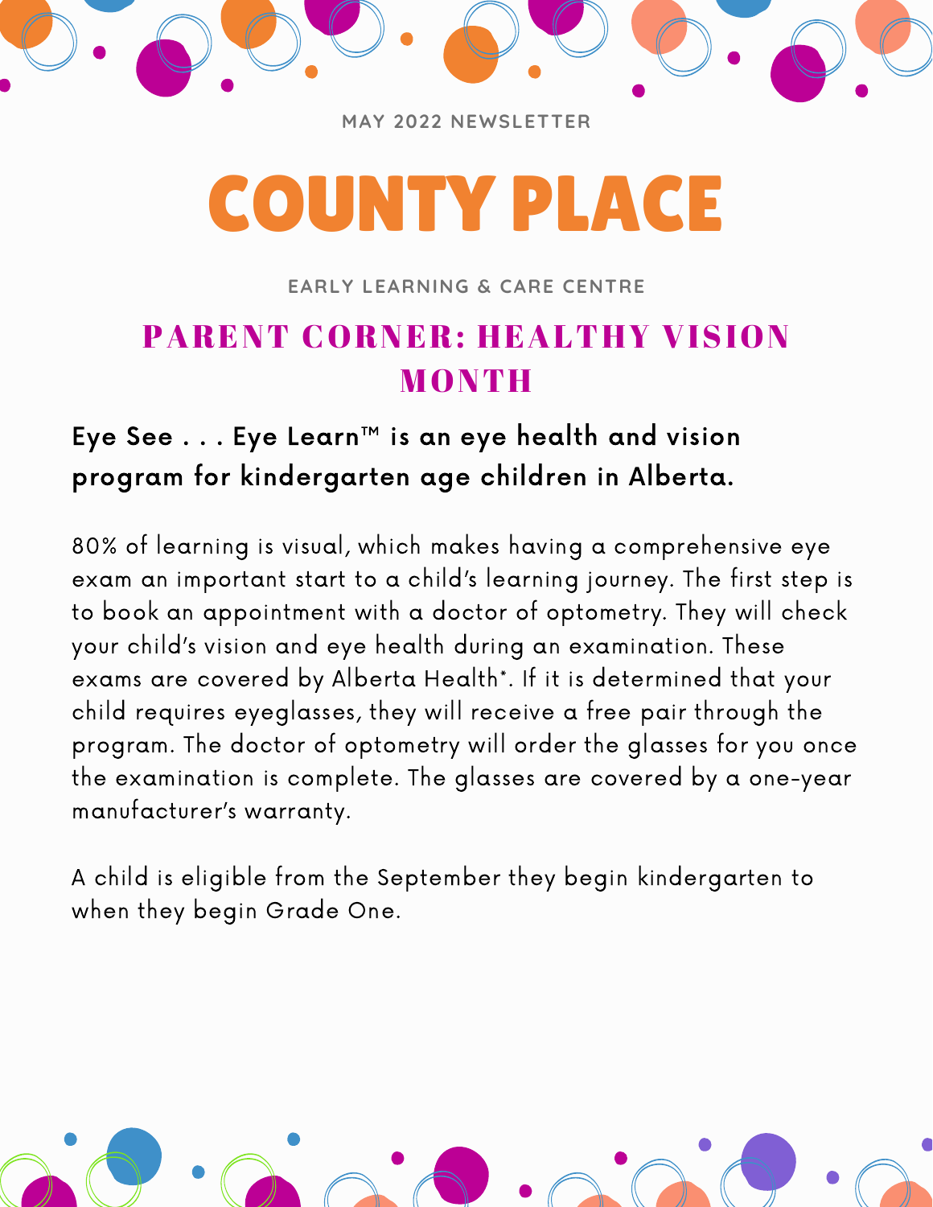MAY 2022 NEWSLETTER

# COUNTY PLACE

EARLY LEARNING & CARE CENTRE

## PARENT CORNER: HEALTHY VISION MONTH

**Eye See . . . Eye Learn™ is an eye health and vision program for kindergarten age children in Alberta.**

80% of learning is visual, which makes having a comprehensive eye exam an important start to a child's learning journey. The first step is to book an appointment with a doctor of optometry. They will check your child's vision and eye health during an examination. These exams are covered by Alberta Health*. If it is determined that your child requires eyeglasses, they will receive a free pair through the program. The doctor of optometry will order the glasses for you once the examination is complete. The glasses are covered by a one-year manufacturer's warranty.

A child is eligible from the September they begin kindergarten to when they begin Grade One.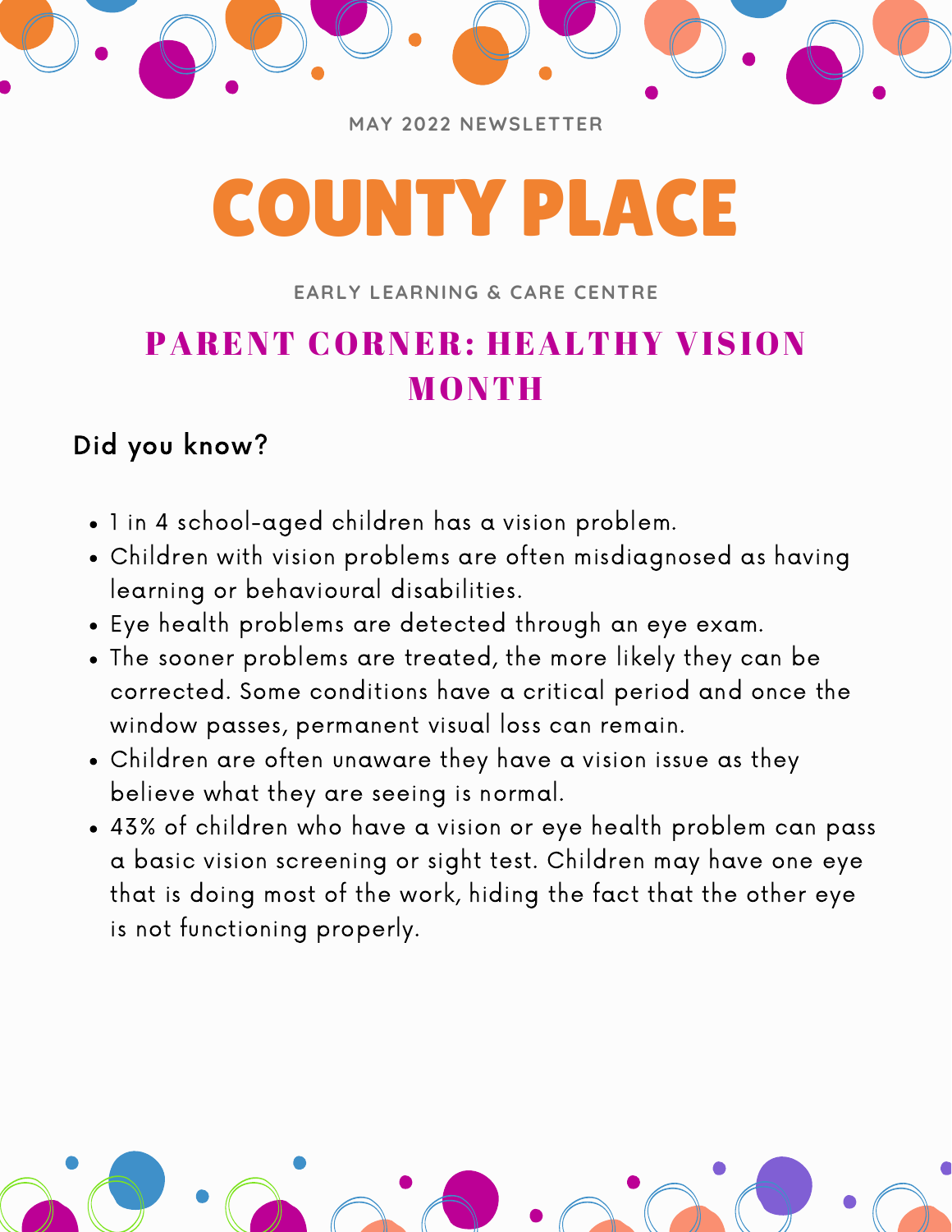MAY 2022 NEWSLETTER

# COUNTY PLACE

EARLY LEARNING & CARE CENTRE

## PARENT CORNER: HEALTHY VISION MONTH

### Did you know?

- 1 in 4 school-aged children has a vision problem.
- Children with vision problems are often misdiagnosed as having learning or behavioural disabilities.
- Eye health problems are detected through an eye exam.
- The sooner problems are treated, the more likely they can be corrected. Some conditions have a critical period and once the window passes, permanent visual loss can remain.
- Children are often unaware they have a vision issue as they believe what they are seeing is normal.
- 43% of children who have a vision or eye health problem can pass a basic vision screening or sight test. Children may have one eye that is doing most of the work, hiding the fact that the other eye is not functioning properly.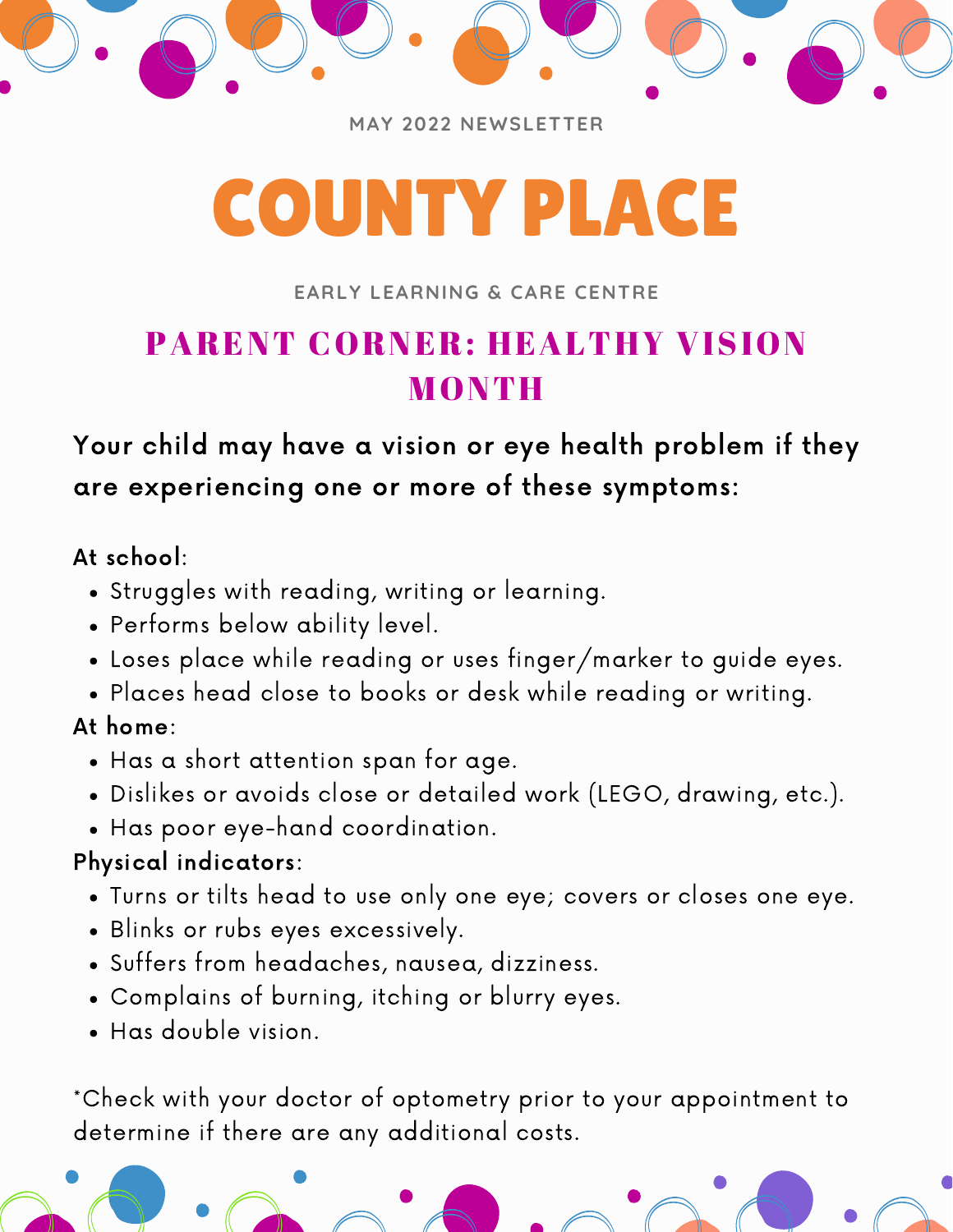MAY 2022 NEWSLETTER

# COUNTY PLACE

EARLY LEARNING & CARE CENTRE

## PARENT CORNER: HEALTHY VISION MONTH

**Your child may have a vision or eye health problem if they are experiencing one or more of these symptoms:**

**At school**:

- Struggles with reading, writing or learning.
- Performs below ability level.
- Loses place while reading or uses finger/marker to guide eyes.
- Places head close to books or desk while reading or writing.

**At home**:

- Has a short attention span for age.
- Dislikes or avoids close or detailed work (LEGO, drawing, etc.).
- Has poor eye-hand coordination.

**Physical indicators**:

- Turns or tilts head to use only one eye; covers or closes one eye.
- Blinks or rubs eyes excessively.
- Suffers from headaches, nausea, dizziness.
- Complains of burning, itching or blurry eyes.
- Has double vision.

*Check with your doctor of optometry prior to your appointment to determine if there are any additional costs.